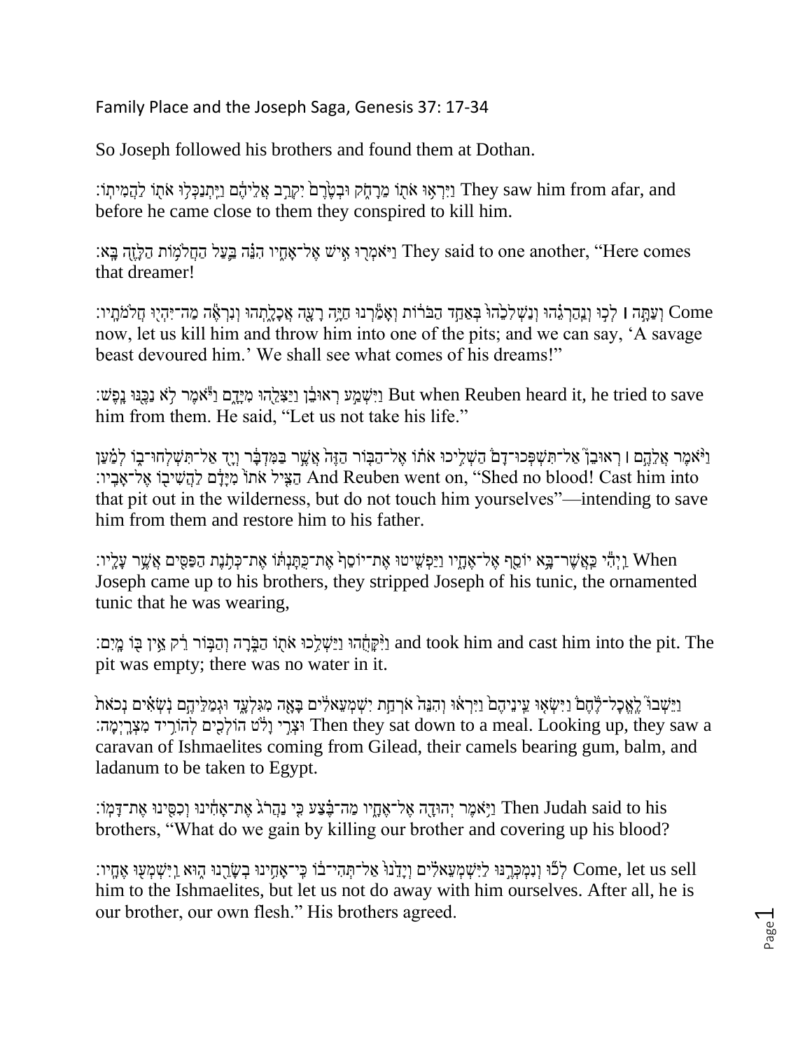Family Place and the Joseph Saga, Genesis 37: 17-34

So Joseph followed his brothers and found them at Dothan.

וַיִּרְא֥וּ אֹת֖וֹ מֵרָחֹ֑ק וּבְטֶ֙רֶם֙ יִקְרַ֣ב אֲלֵיהֶ֔ם וַיִּֽתְנַכְּל֥וּ אֹת֖וֹ לַהֲמִיתֽוֹ׃ They saw him from afar, and before he came close to them they conspired to kill him.

וַיֹּאמְר֖וּ אִ֣ישׁ אֶל־אָחִ֑יו הִנֵּ֗ה בַּ֛עַל הַחֲלֹמ֥וֹת הַלָּזֶ֖ה בָּֽא׃ They said to one another, "Here comes that dreamer!

וְעַתָּ֣ה ׀ לְכ֣וּ וְנַהַרְגֵ֗הוּ וְנַשְׁלִכֵ֙הוּ֙ בְּאַחַ֣ד הַבֹּר֔וֹת וְאָמַ֕רְנוּ חַיָּ֥ה רָעָ֖ה אֲכָלָ֑תְהוּ וְנִרְאֶ֕ה מַה־יִּהְי֖וּ חֲלֹמֹתָֽיו׃ Come now, let us kill him and throw him into one of the pits; and we can say, 'A savage beast devoured him.' We shall see what comes of his dreams!"

וַיִּשְׁמַ֣ע רְאוּבֵ֔ן וַיַּצִּלֵ֖הוּ מִיָּדָ֑ם וַיֹּ֕אמֶר לֹ֥א נַכֶּ֖נּוּ נָֽפֶשׁ׃ But when Reuben heard it, he tried to save him from them. He said, "Let us not take his life."

וַיֹּאמֶר֩ אֲלֵהֶ֨ם ׀ רְאוּבֵ֜ן אַל־תִּשְׁפְּכוּ־דָ֗ם הַשְׁלִ֣יכוּ אֹת֗וֹ אֶל־הַבּ֤וֹר הַזֶּה֙ אֲשֶׁ֣ר בַּמִּדְבָּ֔ר וְיָ֖ד אַל־תִּשְׁלְחוּ־ב֑וֹ לְמַ֗עַן הַצִּ֤יל אֹתוֹ֙ מִיָּדָ֔ם לַהֲשִׁיב֖וֹ אֶל־אָבִֽיו׃ And Reuben went on, "Shed no blood! Cast him into that pit out in the wilderness, but do not touch him yourselves"—intending to save him from them and restore him to his father.

וַיְהִ֕י כַּאֲשֶׁר־בָּ֥א יוֹסֵ֖ף אֶל־אֶחָ֑יו וַיַּפְשִׁ֤יטוּ אֶת־יוֹסֵף֙ אֶת־כֻּתָּנְתּ֔וֹ אֶת־כְּתֹ֥נֶת הַפַּסִּ֖ים אֲשֶׁ֥ר עָלָֽיו׃ When Joseph came up to his brothers, they stripped Joseph of his tunic, the ornamented tunic that he was wearing,

וַיִּקָּחֻ֔הוּ וַיַּשְׁלִ֥כוּ אֹת֖וֹ הַבֹּ֑רָה וְהַבּ֣וֹר רֵ֔ק אֵ֥ין בּ֖וֹ מָֽיִם׃ and took him and cast him into the pit. The pit was empty; there was no water in it.

וַיֵּשְׁבוּ֮ לֶֽאֱכָל־לֶחֶם֒ וַיִּשְׂא֤וּ עֵֽינֵיהֶם֙ וַיִּרְא֔וּ וְהִנֵּה֙ אֹרְחַ֣ת יִשְׁמְעֵאלִ֔ים בָּאָ֖ה מִגִּלְעָ֑ד וּגְמַלֵּיהֶ֣ם נֹשְׂאִ֗ים נְכֹאת֙ וּצְרִ֣י וָלֹ֔ט הוֹלְכִ֖ים לְהוֹרִ֥יד מִצְרָֽיְמָה׃ Then they sat down to a meal. Looking up, they saw a caravan of Ishmaelites coming from Gilead, their camels bearing gum, balm, and ladanum to be taken to Egypt.

וַיֹּ֥אמֶר יְהוּדָ֖ה אֶל־אֶחָ֑יו מַה־בֶּ֗צַע כִּ֤י נַהֲרֹג֙ אֶת־אָחִ֔ינוּ וְכִסִּ֖ינוּ אֶת־דָּמֽוֹ׃ Then Judah said to his brothers, "What do we gain by killing our brother and covering up his blood?

לְכ֞וּ וְנִמְכְּרֶ֣נּוּ לַיִּשְׁמְעֵאלִ֗ים וְיָדֵ֙נוּ֙ אַל־תְּהִי־ב֔וֹ כִּֽי־אָחִ֥ינוּ בְשָׂרֵ֖נוּ ה֑וּא וַֽיִּשְׁמְע֖וּ אֶחָֽיו׃ Come, let us sell him to the Ishmaelites, but let us not do away with him ourselves. After all, he is our brother, our own flesh." His brothers agreed.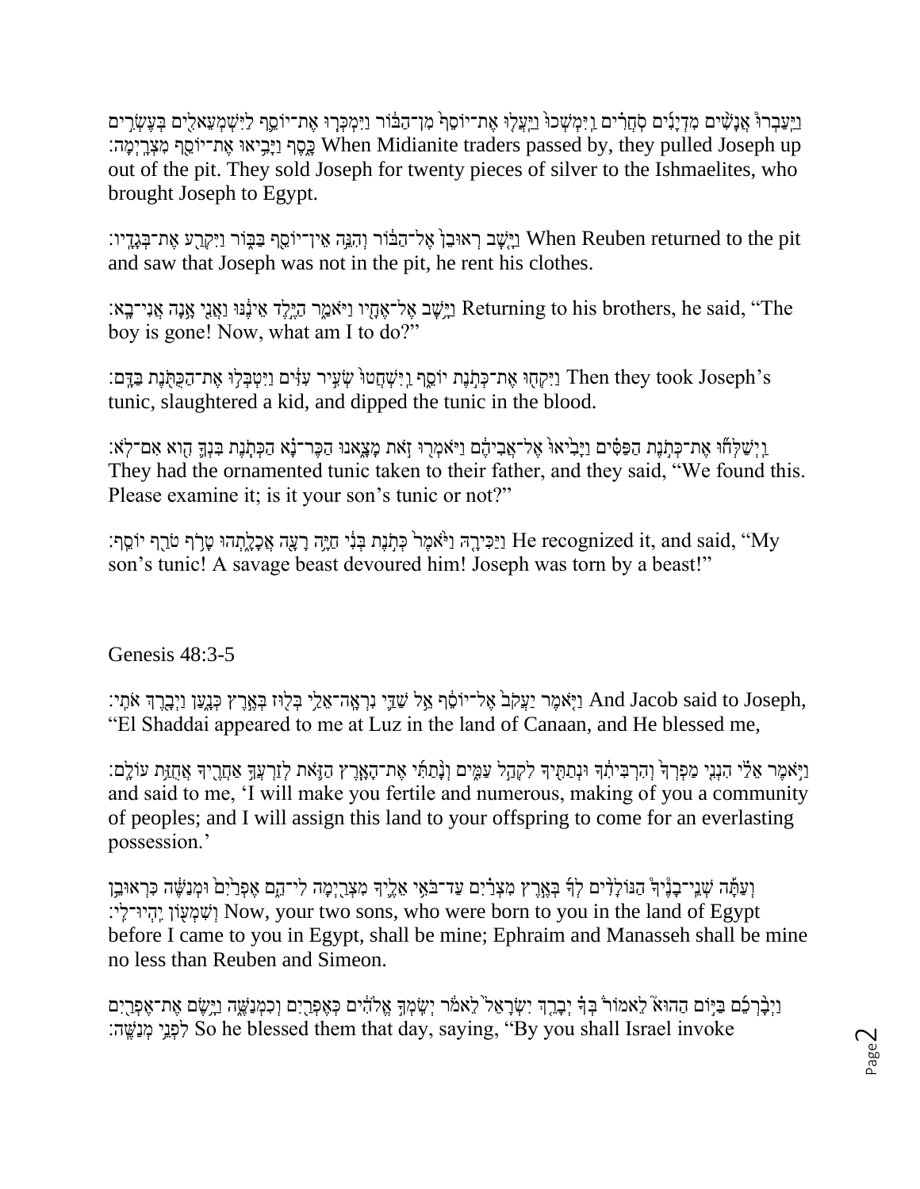וַיַּעַבְרוּ אֲנָשִׁים מִדְיָנִים סֹחֲרִים וַיִּמְשְׁכוּ וַיַּעֲלוּ אֶת־יוֹסֵף מִן־הַבּוֹר וַיִּמְכְּרוּ אֶת־יוֹסֵף לַיִּשְׁמְעֵאלִים בְּעֶשְׂרִים כָּסֶף וַיָּבִיאוּ אֶת־יוֹסֵף מִצְרָיְמָה׃ When Midianite traders passed by, they pulled Joseph up out of the pit. They sold Joseph for twenty pieces of silver to the Ishmaelites, who brought Joseph to Egypt.

וַיָּשָׁב רְאוּבֵן אֶל־הַבּוֹר וְהִנֵּה אֵין־יוֹסֵף בַּבּוֹר וַיִּקְרַע אֶת־בְּגָדָיו׃ When Reuben returned to the pit and saw that Joseph was not in the pit, he rent his clothes.

וַיָּשָׁב אֶל־אֶחָיו וַיֹּאמַר הַיֶּלֶד אֵינֶנּוּ וַאֲנִי אָנָה אֲנִי־בָא׃ Returning to his brothers, he said, "The boy is gone! Now, what am I to do?"

וַיִּקְחוּ אֶת־כְּתֹנֶת יוֹסֵף וַיִּשְׁחֲטוּ שְׂעִיר עִזִּים וַיִּטְבְּלוּ אֶת־הַכֻּתֹּנֶת בַּדָּם׃ Then they took Joseph's tunic, slaughtered a kid, and dipped the tunic in the blood.

וַיְשַׁלְּחוּ אֶת־כְּתֹנֶת הַפַּסִּים וַיָּבִיאוּ אֶל־אֲבִיהֶם וַיֹּאמְרוּ זֹאת מָצָאנוּ הַכֶּר־נָא הַכְּתֹנֶת בִּנְךָ הִוא אִם־לֹא׃ They had the ornamented tunic taken to their father, and they said, "We found this. Please examine it; is it your son's tunic or not?"

וַיַּכִּירָהּ וַיֹּאמֶר כְּתֹנֶת בְּנִי חַיָּה רָעָה אֲכָלָתְהוּ טָרֹף טֹרַף יוֹסֵף׃ He recognized it, and said, "My son's tunic! A savage beast devoured him! Joseph was torn by a beast!"

Genesis 48:3-5

וַיֹּאמֶר יַעֲקֹב אֶל־יוֹסֵף אֵל שַׁדַּי נִרְאָה־אֵלַי בְּלוּז בְּאֶרֶץ כְּנָעַן וַיְבָרֶךְ אֹתִי׃ And Jacob said to Joseph, "El Shaddai appeared to me at Luz in the land of Canaan, and He blessed me,

וַיֹּאמֶר אֵלַי הִנְנִי מַפְרְךָ וְהִרְבִּיתִךָ וּנְתַתִּיךָ לִקְהַל עַמִּים וְנָתַתִּי אֶת־הָאָרֶץ הַזֹּאת לְזַרְעֲךָ אַחֲרֶיךָ אֲחֻזַּת עוֹלָם׃ and said to me, 'I will make you fertile and numerous, making of you a community of peoples; and I will assign this land to your offspring to come for an everlasting possession.'

וְעַתָּה שְׁנֵי־בָנֶיךָ הַנּוֹלָדִים לְךָ בְּאֶרֶץ מִצְרַיִם עַד־בֹּאִי אֵלֶיךָ מִצְרַיְמָה לִי־הֵם אֶפְרַיִם וּמְנַשֶּׁה כִּרְאוּבֵן וְשִׁמְעוֹן יִהְיוּ־לִי׃ Now, your two sons, who were born to you in the land of Egypt before I came to you in Egypt, shall be mine; Ephraim and Manasseh shall be mine no less than Reuben and Simeon.

וַיְבָרְכֵם בַּיּוֹם הַהוּא לֵאמוֹר בְּךָ יְבָרֵךְ יִשְׂרָאֵל לֵאמֹר יְשִׂמְךָ אֱלֹהִים כְּאֶפְרַיִם וְכִמְנַשֶּׁה וַיָּשֶׂם אֶת־אֶפְרַיִם לִפְנֵי מְנַשֶּׁה׃ So he blessed them that day, saying, "By you shall Israel invoke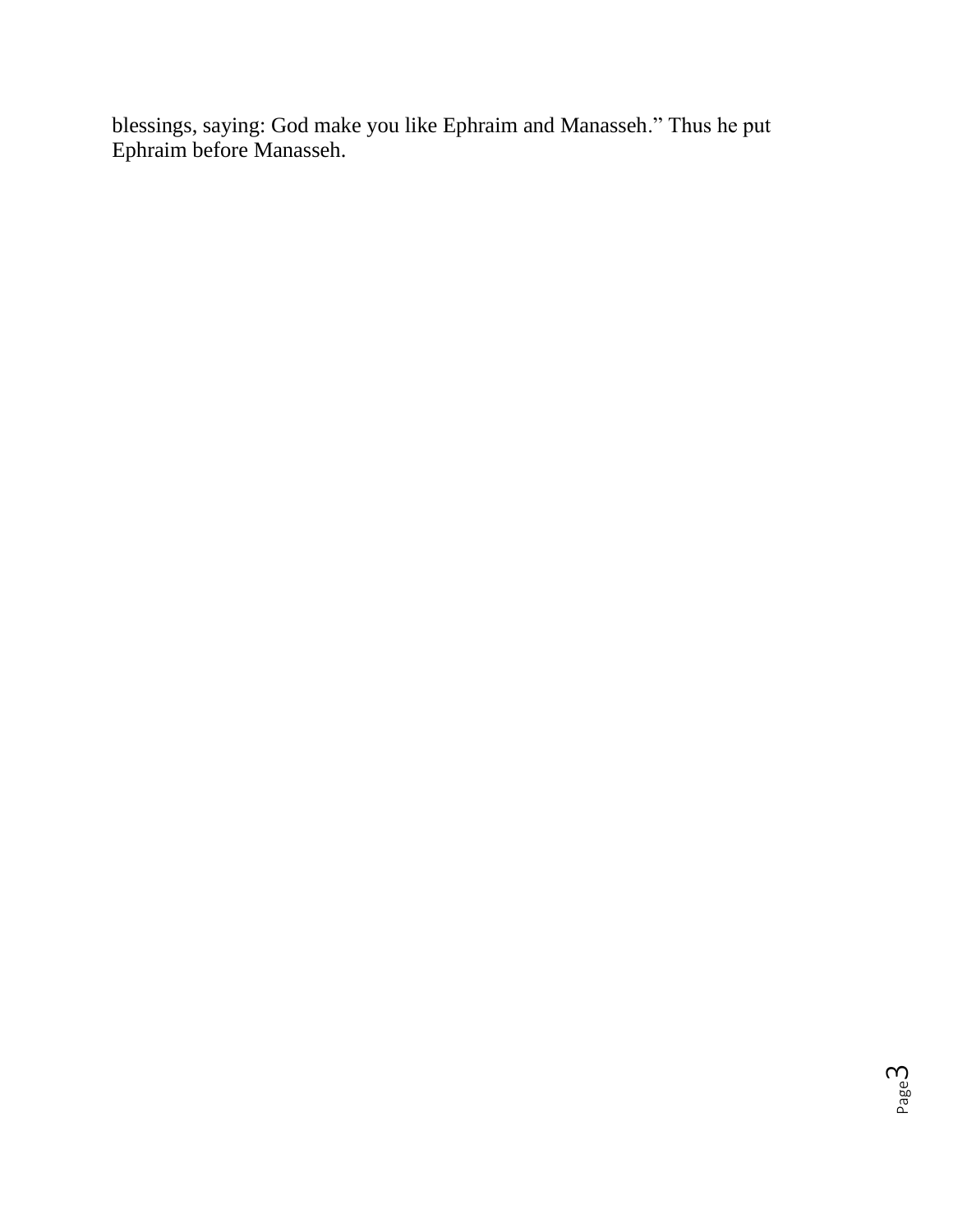blessings, saying: God make you like Ephraim and Manasseh." Thus he put Ephraim before Manasseh.